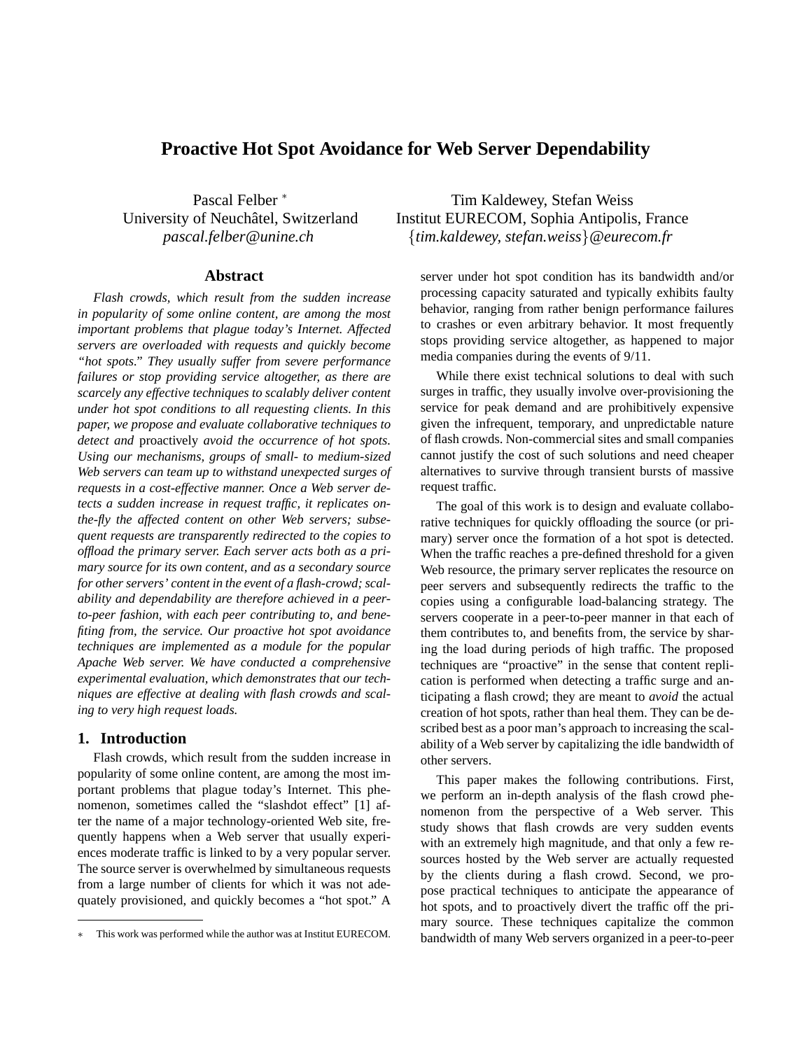# Proactive Hot Spot Avoidance for Web Server Dependability

Pascal Felber *
University of Neuchâtel, Switzerland
*pascal.felber@unine.ch*

Tim Kaldewey, Stefan Weiss
Institut EURECOM, Sophia Antipolis, France
{*tim.kaldewey, stefan.weiss*}*@eurecom.fr*

## Abstract

*Flash crowds, which result from the sudden increase in popularity of some online content, are among the most important problems that plague today's Internet. Affected servers are overloaded with requests and quickly become "hot spots." They usually suffer from severe performance failures or stop providing service altogether, as there are scarcely any effective techniques to scalably deliver content under hot spot conditions to all requesting clients. In this paper, we propose and evaluate collaborative techniques to detect and* proactively *avoid the occurrence of hot spots. Using our mechanisms, groups of small- to medium-sized Web servers can team up to withstand unexpected surges of requests in a cost-effective manner. Once a Web server detects a sudden increase in request traffic, it replicates on-the-fly the affected content on other Web servers; subsequent requests are transparently redirected to the copies to offload the primary server. Each server acts both as a primary source for its own content, and as a secondary source for other servers' content in the event of a flash-crowd; scalability and dependability are therefore achieved in a peer-to-peer fashion, with each peer contributing to, and benefiting from, the service. Our proactive hot spot avoidance techniques are implemented as a module for the popular Apache Web server. We have conducted a comprehensive experimental evaluation, which demonstrates that our techniques are effective at dealing with flash crowds and scaling to very high request loads.*

## 1. Introduction

Flash crowds, which result from the sudden increase in popularity of some online content, are among the most important problems that plague today's Internet. This phenomenon, sometimes called the "slashdot effect" [1] after the name of a major technology-oriented Web site, frequently happens when a Web server that usually experiences moderate traffic is linked to by a very popular server. The source server is overwhelmed by simultaneous requests from a large number of clients for which it was not adequately provisioned, and quickly becomes a "hot spot." A server under hot spot condition has its bandwidth and/or processing capacity saturated and typically exhibits faulty behavior, ranging from rather benign performance failures to crashes or even arbitrary behavior. It most frequently stops providing service altogether, as happened to major media companies during the events of 9/11.

While there exist technical solutions to deal with such surges in traffic, they usually involve over-provisioning the service for peak demand and are prohibitively expensive given the infrequent, temporary, and unpredictable nature of flash crowds. Non-commercial sites and small companies cannot justify the cost of such solutions and need cheaper alternatives to survive through transient bursts of massive request traffic.

The goal of this work is to design and evaluate collaborative techniques for quickly offloading the source (or primary) server once the formation of a hot spot is detected. When the traffic reaches a pre-defined threshold for a given Web resource, the primary server replicates the resource on peer servers and subsequently redirects the traffic to the copies using a configurable load-balancing strategy. The servers cooperate in a peer-to-peer manner in that each of them contributes to, and benefits from, the service by sharing the load during periods of high traffic. The proposed techniques are "proactive" in the sense that content replication is performed when detecting a traffic surge and anticipating a flash crowd; they are meant to *avoid* the actual creation of hot spots, rather than heal them. They can be described best as a poor man's approach to increasing the scalability of a Web server by capitalizing the idle bandwidth of other servers.

This paper makes the following contributions. First, we perform an in-depth analysis of the flash crowd phenomenon from the perspective of a Web server. This study shows that flash crowds are very sudden events with an extremely high magnitude, and that only a few resources hosted by the Web server are actually requested by the clients during a flash crowd. Second, we propose practical techniques to anticipate the appearance of hot spots, and to proactively divert the traffic off the primary source. These techniques capitalize the common bandwidth of many Web servers organized in a peer-to-peer

* This work was performed while the author was at Institut EURECOM.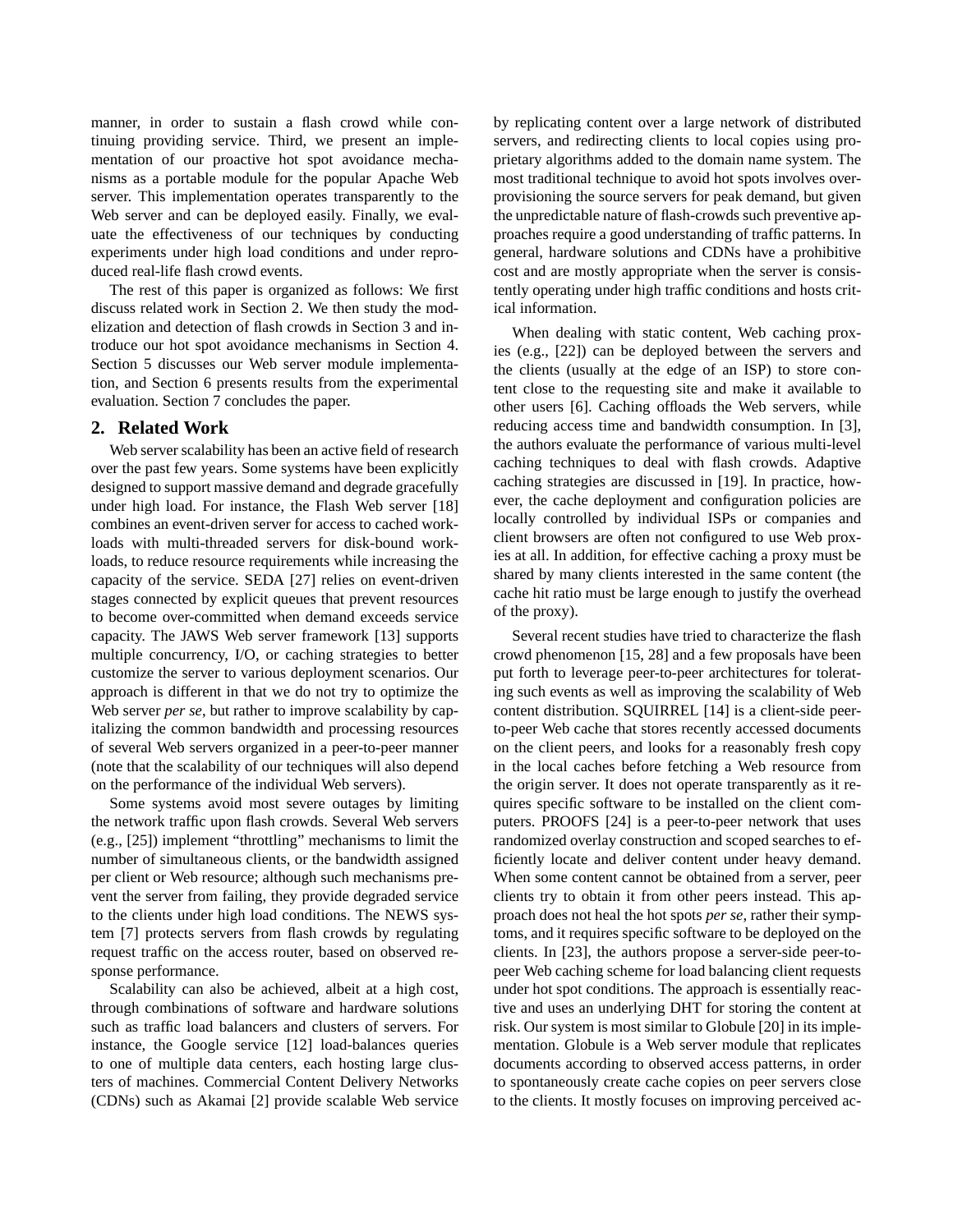manner, in order to sustain a flash crowd while continuing providing service. Third, we present an implementation of our proactive hot spot avoidance mechanisms as a portable module for the popular Apache Web server. This implementation operates transparently to the Web server and can be deployed easily. Finally, we evaluate the effectiveness of our techniques by conducting experiments under high load conditions and under reproduced real-life flash crowd events.

The rest of this paper is organized as follows: We first discuss related work in Section 2. We then study the modelization and detection of flash crowds in Section 3 and introduce our hot spot avoidance mechanisms in Section 4. Section 5 discusses our Web server module implementation, and Section 6 presents results from the experimental evaluation. Section 7 concludes the paper.

## 2. Related Work

Web server scalability has been an active field of research over the past few years. Some systems have been explicitly designed to support massive demand and degrade gracefully under high load. For instance, the Flash Web server [18] combines an event-driven server for access to cached workloads with multi-threaded servers for disk-bound workloads, to reduce resource requirements while increasing the capacity of the service. SEDA [27] relies on event-driven stages connected by explicit queues that prevent resources to become over-committed when demand exceeds service capacity. The JAWS Web server framework [13] supports multiple concurrency, I/O, or caching strategies to better customize the server to various deployment scenarios. Our approach is different in that we do not try to optimize the Web server *per se*, but rather to improve scalability by capitalizing the common bandwidth and processing resources of several Web servers organized in a peer-to-peer manner (note that the scalability of our techniques will also depend on the performance of the individual Web servers).

Some systems avoid most severe outages by limiting the network traffic upon flash crowds. Several Web servers (e.g., [25]) implement "throttling" mechanisms to limit the number of simultaneous clients, or the bandwidth assigned per client or Web resource; although such mechanisms prevent the server from failing, they provide degraded service to the clients under high load conditions. The NEWS system [7] protects servers from flash crowds by regulating request traffic on the access router, based on observed response performance.

Scalability can also be achieved, albeit at a high cost, through combinations of software and hardware solutions such as traffic load balancers and clusters of servers. For instance, the Google service [12] load-balances queries to one of multiple data centers, each hosting large clusters of machines. Commercial Content Delivery Networks (CDNs) such as Akamai [2] provide scalable Web service by replicating content over a large network of distributed servers, and redirecting clients to local copies using proprietary algorithms added to the domain name system. The most traditional technique to avoid hot spots involves over-provisioning the source servers for peak demand, but given the unpredictable nature of flash-crowds such preventive approaches require a good understanding of traffic patterns. In general, hardware solutions and CDNs have a prohibitive cost and are mostly appropriate when the server is consistently operating under high traffic conditions and hosts critical information.

When dealing with static content, Web caching proxies (e.g., [22]) can be deployed between the servers and the clients (usually at the edge of an ISP) to store content close to the requesting site and make it available to other users [6]. Caching offloads the Web servers, while reducing access time and bandwidth consumption. In [3], the authors evaluate the performance of various multi-level caching techniques to deal with flash crowds. Adaptive caching strategies are discussed in [19]. In practice, however, the cache deployment and configuration policies are locally controlled by individual ISPs or companies and client browsers are often not configured to use Web proxies at all. In addition, for effective caching a proxy must be shared by many clients interested in the same content (the cache hit ratio must be large enough to justify the overhead of the proxy).

Several recent studies have tried to characterize the flash crowd phenomenon [15, 28] and a few proposals have been put forth to leverage peer-to-peer architectures for tolerating such events as well as improving the scalability of Web content distribution. SQUIRREL [14] is a client-side peer-to-peer Web cache that stores recently accessed documents on the client peers, and looks for a reasonably fresh copy in the local caches before fetching a Web resource from the origin server. It does not operate transparently as it requires specific software to be installed on the client computers. PROOFS [24] is a peer-to-peer network that uses randomized overlay construction and scoped searches to efficiently locate and deliver content under heavy demand. When some content cannot be obtained from a server, peer clients try to obtain it from other peers instead. This approach does not heal the hot spots *per se*, rather their symptoms, and it requires specific software to be deployed on the clients. In [23], the authors propose a server-side peer-to-peer Web caching scheme for load balancing client requests under hot spot conditions. The approach is essentially reactive and uses an underlying DHT for storing the content at risk. Our system is most similar to Globule [20] in its implementation. Globule is a Web server module that replicates documents according to observed access patterns, in order to spontaneously create cache copies on peer servers close to the clients. It mostly focuses on improving perceived ac-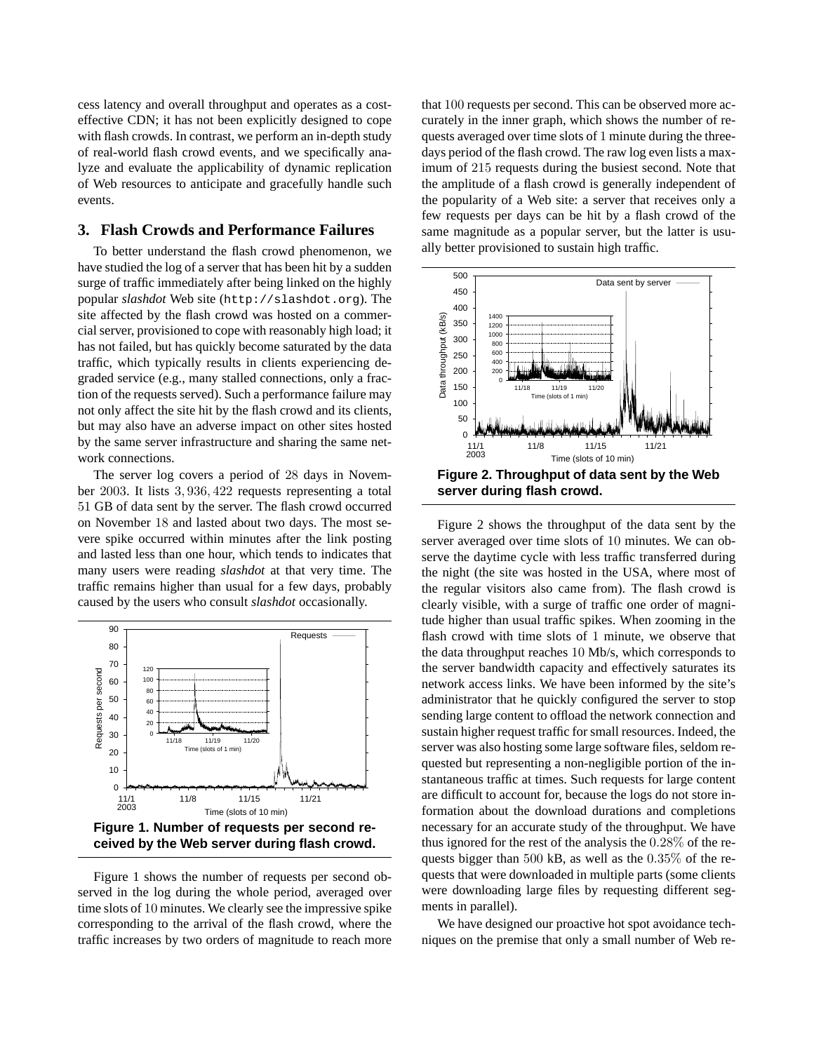cess latency and overall throughput and operates as a cost-effective CDN; it has not been explicitly designed to cope with flash crowds. In contrast, we perform an in-depth study of real-world flash crowd events, and we specifically analyze and evaluate the applicability of dynamic replication of Web resources to anticipate and gracefully handle such events.

## 3. Flash Crowds and Performance Failures

To better understand the flash crowd phenomenon, we have studied the log of a server that has been hit by a sudden surge of traffic immediately after being linked on the highly popular *slashdot* Web site (`http://slashdot.org`). The site affected by the flash crowd was hosted on a commercial server, provisioned to cope with reasonably high load; it has not failed, but has quickly become saturated by the data traffic, which typically results in clients experiencing degraded service (e.g., many stalled connections, only a fraction of the requests served). Such a performance failure may not only affect the site hit by the flash crowd and its clients, but may also have an adverse impact on other sites hosted by the same server infrastructure and sharing the same network connections.

The server log covers a period of 28 days in November 2003. It lists 3,936,422 requests representing a total 51 GB of data sent by the server. The flash crowd occurred on November 18 and lasted about two days. The most severe spike occurred within minutes after the link posting and lasted less than one hour, which tends to indicate that many users were reading *slashdot* at that very time. The traffic remains higher than usual for a few days, probably caused by the users who consult *slashdot* occasionally.

**Figure 1. Number of requests per second received by the Web server during flash crowd.**

Figure 1 shows the number of requests per second observed in the log during the whole period, averaged over time slots of 10 minutes. We clearly see the impressive spike corresponding to the arrival of the flash crowd, where the traffic increases by two orders of magnitude to reach more that 100 requests per second. This can be observed more accurately in the inner graph, which shows the number of requests averaged over time slots of 1 minute during the three-days period of the flash crowd. The raw log even lists a maximum of 215 requests during the busiest second. Note that the amplitude of a flash crowd is generally independent of the popularity of a Web site: a server that receives only a few requests per days can be hit by a flash crowd of the same magnitude as a popular server, but the latter is usually better provisioned to sustain high traffic.

**Figure 2. Throughput of data sent by the Web server during flash crowd.**

Figure 2 shows the throughput of the data sent by the server averaged over time slots of 10 minutes. We can observe the daytime cycle with less traffic transferred during the night (the site was hosted in the USA, where most of the regular visitors also came from). The flash crowd is clearly visible, with a surge of traffic one order of magnitude higher than usual traffic spikes. When zooming in the flash crowd with time slots of 1 minute, we observe that the data throughput reaches 10 Mb/s, which corresponds to the server bandwidth capacity and effectively saturates its network access links. We have been informed by the site's administrator that he quickly configured the server to stop sending large content to offload the network connection and sustain higher request traffic for small resources. Indeed, the server was also hosting some large software files, seldom requested but representing a non-negligible portion of the instantaneous traffic at times. Such requests for large content are difficult to account for, because the logs do not store information about the download durations and completions necessary for an accurate study of the throughput. We have thus ignored for the rest of the analysis the 0.28% of the requests bigger than 500 kB, as well as the 0.35% of the requests that were downloaded in multiple parts (some clients were downloading large files by requesting different segments in parallel).

We have designed our proactive hot spot avoidance techniques on the premise that only a small number of Web re-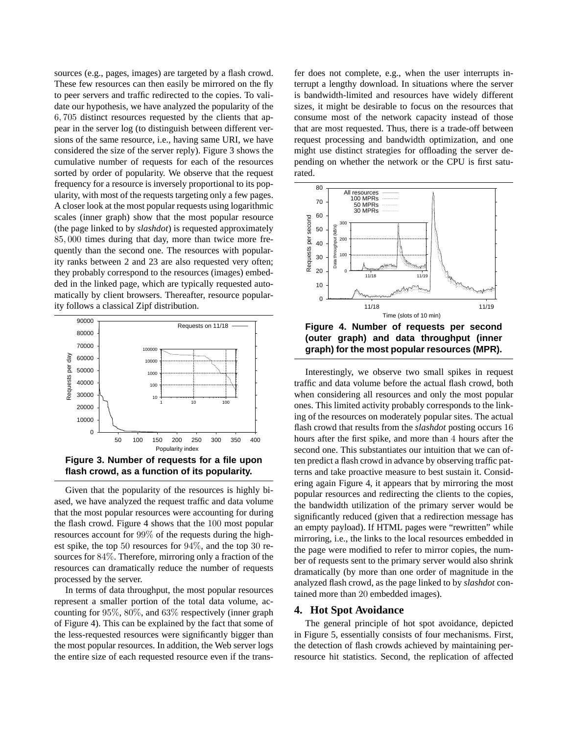sources (e.g., pages, images) are targeted by a flash crowd. These few resources can then easily be mirrored on the fly to peer servers and traffic redirected to the copies. To validate our hypothesis, we have analyzed the popularity of the $6,705$ distinct resources requested by the clients that appear in the server log (to distinguish between different versions of the same resource, i.e., having same URI, we have considered the size of the server reply). Figure 3 shows the cumulative number of requests for each of the resources sorted by order of popularity. We observe that the request frequency for a resource is inversely proportional to its popularity, with most of the requests targeting only a few pages. A closer look at the most popular requests using logarithmic scales (inner graph) show that the most popular resource (the page linked to by *slashdot*) is requested approximately $85,000$ times during that day, more than twice more frequently than the second one. The resources with popularity ranks between 2 and 23 are also requested very often; they probably correspond to the resources (images) embedded in the linked page, which are typically requested automatically by client browsers. Thereafter, resource popularity follows a classical Zipf distribution.

**Figure 3. Number of requests for a file upon flash crowd, as a function of its popularity.**

Given that the popularity of the resources is highly biased, we have analyzed the request traffic and data volume that the most popular resources were accounting for during the flash crowd. Figure 4 shows that the $100$ most popular resources account for $99\%$ of the requests during the highest spike, the top $50$ resources for $94\%$, and the top $30$ resources for $84\%$. Therefore, mirroring only a fraction of the resources can dramatically reduce the number of requests processed by the server.

In terms of data throughput, the most popular resources represent a smaller portion of the total data volume, accounting for $95\%$, $80\%$, and $63\%$ respectively (inner graph of Figure 4). This can be explained by the fact that some of the less-requested resources were significantly bigger than the most popular resources. In addition, the Web server logs the entire size of each requested resource even if the transfer does not complete, e.g., when the user interrupts interrupt a lengthy download. In situations where the server is bandwidth-limited and resources have widely different sizes, it might be desirable to focus on the resources that consume most of the network capacity instead of those that are most requested. Thus, there is a trade-off between request processing and bandwidth optimization, and one might use distinct strategies for offloading the server depending on whether the network or the CPU is first saturated.

**Figure 4. Number of requests per second (outer graph) and data throughput (inner graph) for the most popular resources (MPR).**

Interestingly, we observe two small spikes in request traffic and data volume before the actual flash crowd, both when considering all resources and only the most popular ones. This limited activity probably corresponds to the linking of the resources on moderately popular sites. The actual flash crowd that results from the *slashdot* posting occurs $16$ hours after the first spike, and more than $4$ hours after the second one. This substantiates our intuition that we can often predict a flash crowd in advance by observing traffic patterns and take proactive measure to best sustain it. Considering again Figure 4, it appears that by mirroring the most popular resources and redirecting the clients to the copies, the bandwidth utilization of the primary server would be significantly reduced (given that a redirection message has an empty payload). If HTML pages were "rewritten" while mirroring, i.e., the links to the local resources embedded in the page were modified to refer to mirror copies, the number of requests sent to the primary server would also shrink dramatically (by more than one order of magnitude in the analyzed flash crowd, as the page linked to by *slashdot* contained more than $20$ embedded images).

## 4. Hot Spot Avoidance

The general principle of hot spot avoidance, depicted in Figure 5, essentially consists of four mechanisms. First, the detection of flash crowds achieved by maintaining per-resource hit statistics. Second, the replication of affected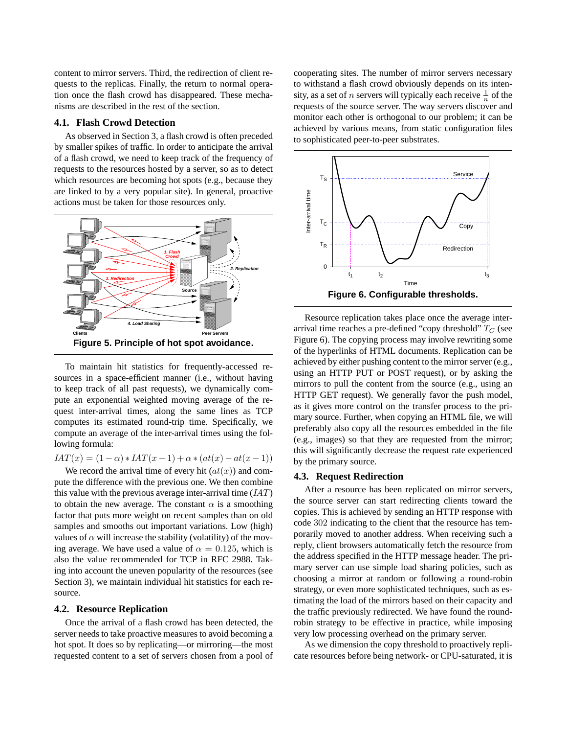content to mirror servers. Third, the redirection of client requests to the replicas. Finally, the return to normal operation once the flash crowd has disappeared. These mechanisms are described in the rest of the section.

### 4.1. Flash Crowd Detection

As observed in Section 3, a flash crowd is often preceded by smaller spikes of traffic. In order to anticipate the arrival of a flash crowd, we need to keep track of the frequency of requests to the resources hosted by a server, so as to detect which resources are becoming hot spots (e.g., because they are linked to by a very popular site). In general, proactive actions must be taken for those resources only.

**Figure 5. Principle of hot spot avoidance.**

To maintain hit statistics for frequently-accessed resources in a space-efficient manner (i.e., without having to keep track of all past requests), we dynamically compute an exponential weighted moving average of the request inter-arrival times, along the same lines as TCP computes its estimated round-trip time. Specifically, we compute an average of the inter-arrival times using the following formula:

$$IAT(x) = (1 - \alpha) * IAT(x - 1) + \alpha * (at(x) - at(x - 1))$$

We record the arrival time of every hit ($at(x)$) and compute the difference with the previous one. We then combine this value with the previous average inter-arrival time ($IAT$) to obtain the new average. The constant $\alpha$ is a smoothing factor that puts more weight on recent samples than on old samples and smooths out important variations. Low (high) values of $\alpha$ will increase the stability (volatility) of the moving average. We have used a value of $\alpha = 0.125$, which is also the value recommended for TCP in RFC 2988. Taking into account the uneven popularity of the resources (see Section 3), we maintain individual hit statistics for each resource.

### 4.2. Resource Replication

Once the arrival of a flash crowd has been detected, the server needs to take proactive measures to avoid becoming a hot spot. It does so by replicating—or mirroring—the most requested content to a set of servers chosen from a pool of cooperating sites. The number of mirror servers necessary to withstand a flash crowd obviously depends on its intensity, as a set of $n$ servers will typically each receive $\frac{1}{n}$ of the requests of the source server. The way servers discover and monitor each other is orthogonal to our problem; it can be achieved by various means, from static configuration files to sophisticated peer-to-peer substrates.

**Figure 6. Configurable thresholds.**

Resource replication takes place once the average inter-arrival time reaches a pre-defined "copy threshold" $T_C$ (see Figure 6). The copying process may involve rewriting some of the hyperlinks of HTML documents. Replication can be achieved by either pushing content to the mirror server (e.g., using an HTTP PUT or POST request), or by asking the mirrors to pull the content from the source (e.g., using an HTTP GET request). We generally favor the push model, as it gives more control on the transfer process to the primary source. Further, when copying an HTML file, we will preferably also copy all the resources embedded in the file (e.g., images) so that they are requested from the mirror; this will significantly decrease the request rate experienced by the primary source.

### 4.3. Request Redirection

After a resource has been replicated on mirror servers, the source server can start redirecting clients toward the copies. This is achieved by sending an HTTP response with code 302 indicating to the client that the resource has temporarily moved to another address. When receiving such a reply, client browsers automatically fetch the resource from the address specified in the HTTP message header. The primary server can use simple load sharing policies, such as choosing a mirror at random or following a round-robin strategy, or even more sophisticated techniques, such as estimating the load of the mirrors based on their capacity and the traffic previously redirected. We have found the round-robin strategy to be effective in practice, while imposing very low processing overhead on the primary server.

As we dimension the copy threshold to proactively replicate resources before being network- or CPU-saturated, it is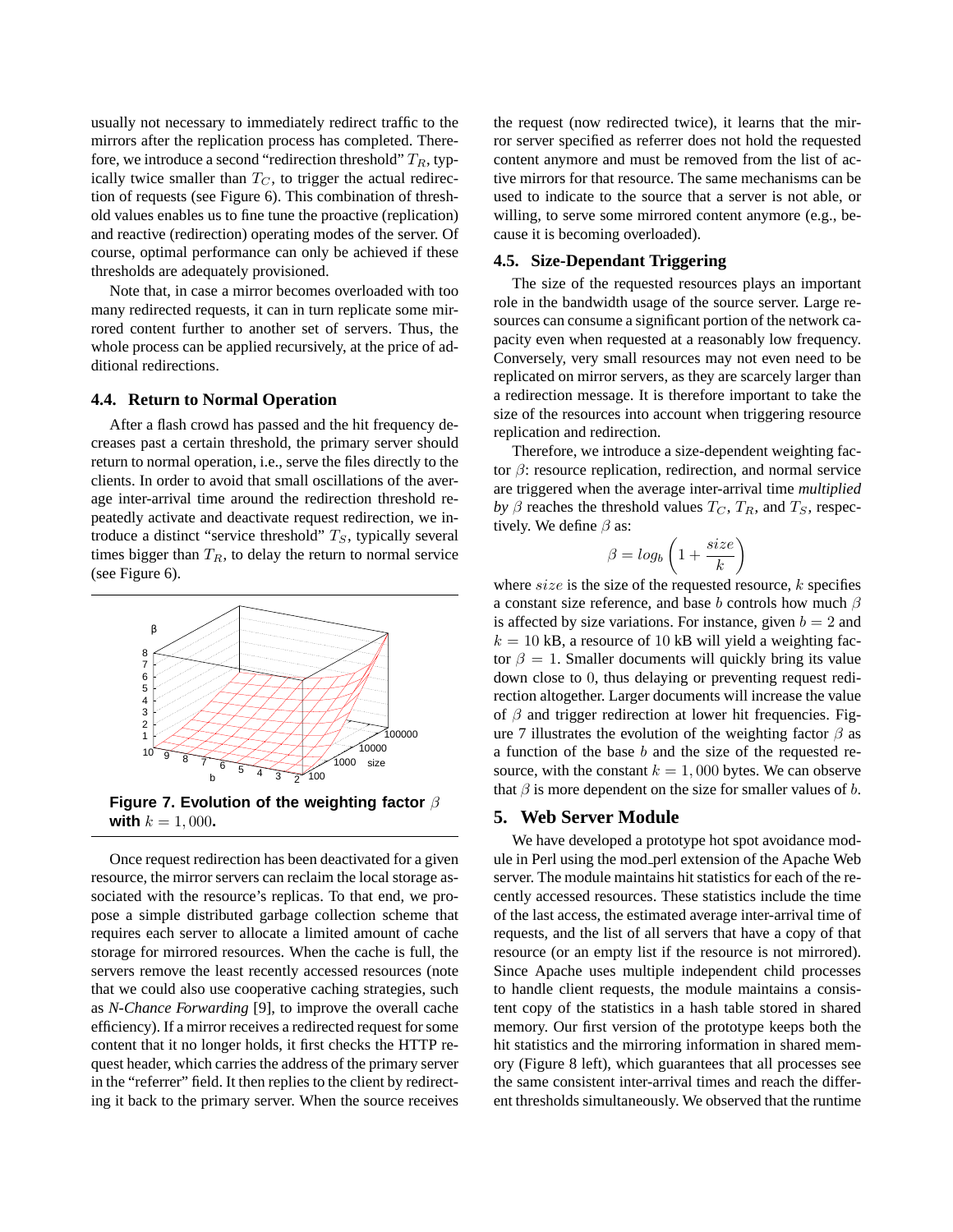usually not necessary to immediately redirect traffic to the mirrors after the replication process has completed. Therefore, we introduce a second "redirection threshold" $T_R$, typically twice smaller than $T_C$, to trigger the actual redirection of requests (see Figure 6). This combination of threshold values enables us to fine tune the proactive (replication) and reactive (redirection) operating modes of the server. Of course, optimal performance can only be achieved if these thresholds are adequately provisioned.

Note that, in case a mirror becomes overloaded with too many redirected requests, it can in turn replicate some mirrored content further to another set of servers. Thus, the whole process can be applied recursively, at the price of additional redirections.

### 4.4. Return to Normal Operation

After a flash crowd has passed and the hit frequency decreases past a certain threshold, the primary server should return to normal operation, i.e., serve the files directly to the clients. In order to avoid that small oscillations of the average inter-arrival time around the redirection threshold repeatedly activate and deactivate request redirection, we introduce a distinct "service threshold" $T_S$, typically several times bigger than $T_R$, to delay the return to normal service (see Figure 6).

**Figure 7. Evolution of the weighting factor $\beta$ with $k = 1,000$.**

Once request redirection has been deactivated for a given resource, the mirror servers can reclaim the local storage associated with the resource's replicas. To that end, we propose a simple distributed garbage collection scheme that requires each server to allocate a limited amount of cache storage for mirrored resources. When the cache is full, the servers remove the least recently accessed resources (note that we could also use cooperative caching strategies, such as *N-Chance Forwarding* [9], to improve the overall cache efficiency). If a mirror receives a redirected request for some content that it no longer holds, it first checks the HTTP request header, which carries the address of the primary server in the "referrer" field. It then replies to the client by redirecting it back to the primary server. When the source receives the request (now redirected twice), it learns that the mirror server specified as referrer does not hold the requested content anymore and must be removed from the list of active mirrors for that resource. The same mechanisms can be used to indicate to the source that a server is not able, or willing, to serve some mirrored content anymore (e.g., because it is becoming overloaded).

### 4.5. Size-Dependant Triggering

The size of the requested resources plays an important role in the bandwidth usage of the source server. Large resources can consume a significant portion of the network capacity even when requested at a reasonably low frequency. Conversely, very small resources may not even need to be replicated on mirror servers, as they are scarcely larger than a redirection message. It is therefore important to take the size of the resources into account when triggering resource replication and redirection.

Therefore, we introduce a size-dependent weighting factor $\beta$: resource replication, redirection, and normal service are triggered when the average inter-arrival time *multiplied by* $\beta$ reaches the threshold values $T_C$, $T_R$, and $T_S$, respectively. We define $\beta$ as:

$$\beta = log_b \left(1 + \frac{size}{k}\right)$$

where $size$ is the size of the requested resource, $k$ specifies a constant size reference, and base $b$ controls how much $\beta$ is affected by size variations. For instance, given $b = 2$ and $k = 10$ kB, a resource of $10$ kB will yield a weighting factor $\beta = 1$. Smaller documents will quickly bring its value down close to $0$, thus delaying or preventing request redirection altogether. Larger documents will increase the value of $\beta$ and trigger redirection at lower hit frequencies. Figure 7 illustrates the evolution of the weighting factor $\beta$ as a function of the base $b$ and the size of the requested resource, with the constant $k = 1,000$ bytes. We can observe that $\beta$ is more dependent on the size for smaller values of $b$.

## 5. Web Server Module

We have developed a prototype hot spot avoidance module in Perl using the mod_perl extension of the Apache Web server. The module maintains hit statistics for each of the recently accessed resources. These statistics include the time of the last access, the estimated average inter-arrival time of requests, and the list of all servers that have a copy of that resource (or an empty list if the resource is not mirrored). Since Apache uses multiple independent child processes to handle client requests, the module maintains a consistent copy of the statistics in a hash table stored in shared memory. Our first version of the prototype keeps both the hit statistics and the mirroring information in shared memory (Figure 8 left), which guarantees that all processes see the same consistent inter-arrival times and reach the different thresholds simultaneously. We observed that the runtime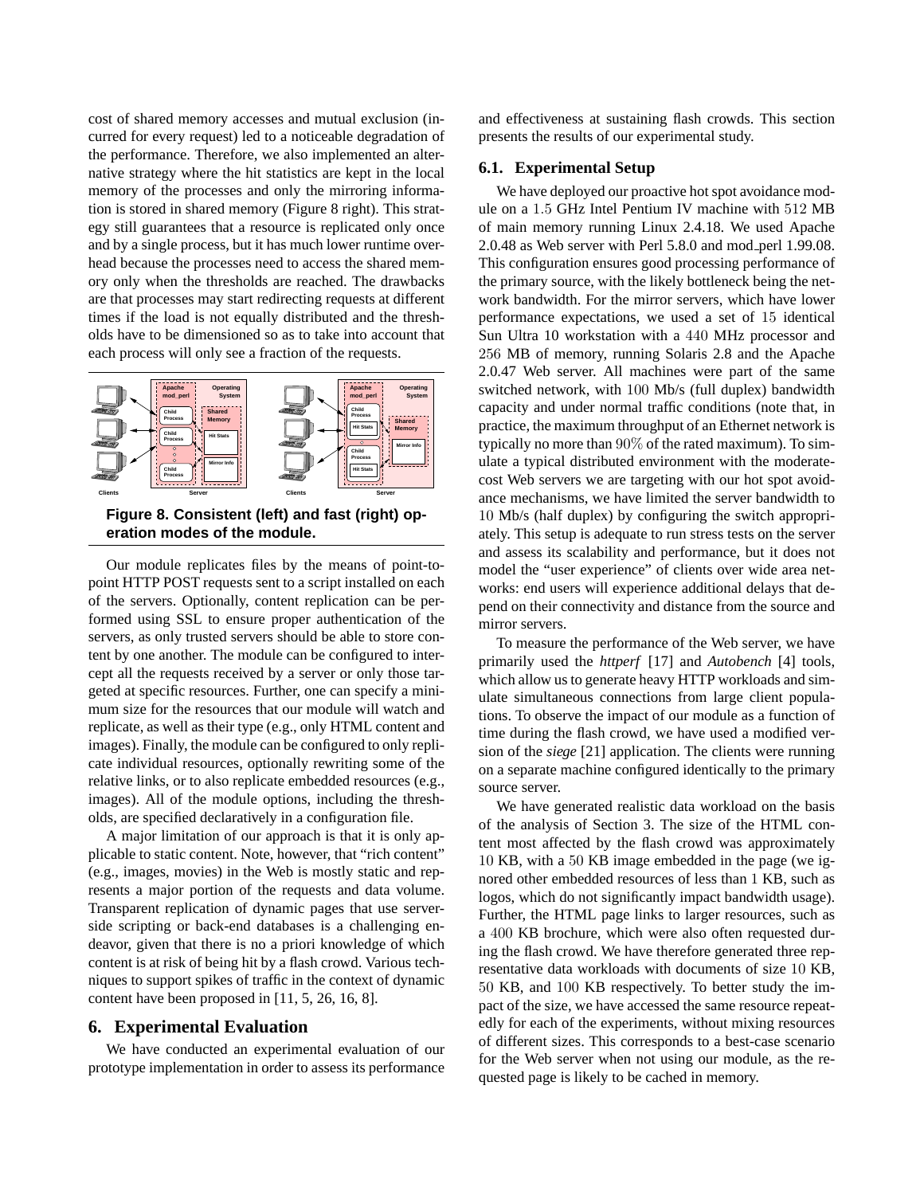cost of shared memory accesses and mutual exclusion (incurred for every request) led to a noticeable degradation of the performance. Therefore, we also implemented an alternative strategy where the hit statistics are kept in the local memory of the processes and only the mirroring information is stored in shared memory (Figure 8 right). This strategy still guarantees that a resource is replicated only once and by a single process, but it has much lower runtime overhead because the processes need to access the shared memory only when the thresholds are reached. The drawbacks are that processes may start redirecting requests at different times if the load is not equally distributed and the thresholds have to be dimensioned so as to take into account that each process will only see a fraction of the requests.

Apache mod_perl
Operating System
Child Process
Shared Memory
Hit Stats
Mirror Info
Clients
Server

Apache mod_perl
Operating System
Child Process
Hit Stats
Shared Memory
Mirror Info
Clients
Server

**Figure 8. Consistent (left) and fast (right) operation modes of the module.**

Our module replicates files by the means of point-to-point HTTP POST requests sent to a script installed on each of the servers. Optionally, content replication can be performed using SSL to ensure proper authentication of the servers, as only trusted servers should be able to store content by one another. The module can be configured to intercept all the requests received by a server or only those targeted at specific resources. Further, one can specify a minimum size for the resources that our module will watch and replicate, as well as their type (e.g., only HTML content and images). Finally, the module can be configured to only replicate individual resources, optionally rewriting some of the relative links, or to also replicate embedded resources (e.g., images). All of the module options, including the thresholds, are specified declaratively in a configuration file.

A major limitation of our approach is that it is only applicable to static content. Note, however, that "rich content" (e.g., images, movies) in the Web is mostly static and represents a major portion of the requests and data volume. Transparent replication of dynamic pages that use server-side scripting or back-end databases is a challenging endeavor, given that there is no a priori knowledge of which content is at risk of being hit by a flash crowd. Various techniques to support spikes of traffic in the context of dynamic content have been proposed in [11, 5, 26, 16, 8].

## 6. Experimental Evaluation

We have conducted an experimental evaluation of our prototype implementation in order to assess its performance and effectiveness at sustaining flash crowds. This section presents the results of our experimental study.

### 6.1. Experimental Setup

We have deployed our proactive hot spot avoidance module on a 1.5 GHz Intel Pentium IV machine with 512 MB of main memory running Linux 2.4.18. We used Apache 2.0.48 as Web server with Perl 5.8.0 and mod_perl 1.99.08. This configuration ensures good processing performance of the primary source, with the likely bottleneck being the network bandwidth. For the mirror servers, which have lower performance expectations, we used a set of 15 identical Sun Ultra 10 workstation with a 440 MHz processor and 256 MB of memory, running Solaris 2.8 and the Apache 2.0.47 Web server. All machines were part of the same switched network, with 100 Mb/s (full duplex) bandwidth capacity and under normal traffic conditions (note that, in practice, the maximum throughput of an Ethernet network is typically no more than 90% of the rated maximum). To simulate a typical distributed environment with the moderate-cost Web servers we are targeting with our hot spot avoidance mechanisms, we have limited the server bandwidth to 10 Mb/s (half duplex) by configuring the switch appropriately. This setup is adequate to run stress tests on the server and assess its scalability and performance, but it does not model the "user experience" of clients over wide area networks: end users will experience additional delays that depend on their connectivity and distance from the source and mirror servers.

To measure the performance of the Web server, we have primarily used the *httperf* [17] and *Autobench* [4] tools, which allow us to generate heavy HTTP workloads and simulate simultaneous connections from large client populations. To observe the impact of our module as a function of time during the flash crowd, we have used a modified version of the *siege* [21] application. The clients were running on a separate machine configured identically to the primary source server.

We have generated realistic data workload on the basis of the analysis of Section 3. The size of the HTML content most affected by the flash crowd was approximately 10 KB, with a 50 KB image embedded in the page (we ignored other embedded resources of less than 1 KB, such as logos, which do not significantly impact bandwidth usage). Further, the HTML page links to larger resources, such as a 400 KB brochure, which were also often requested during the flash crowd. We have therefore generated three representative data workloads with documents of size 10 KB, 50 KB, and 100 KB respectively. To better study the impact of the size, we have accessed the same resource repeatedly for each of the experiments, without mixing resources of different sizes. This corresponds to a best-case scenario for the Web server when not using our module, as the requested page is likely to be cached in memory.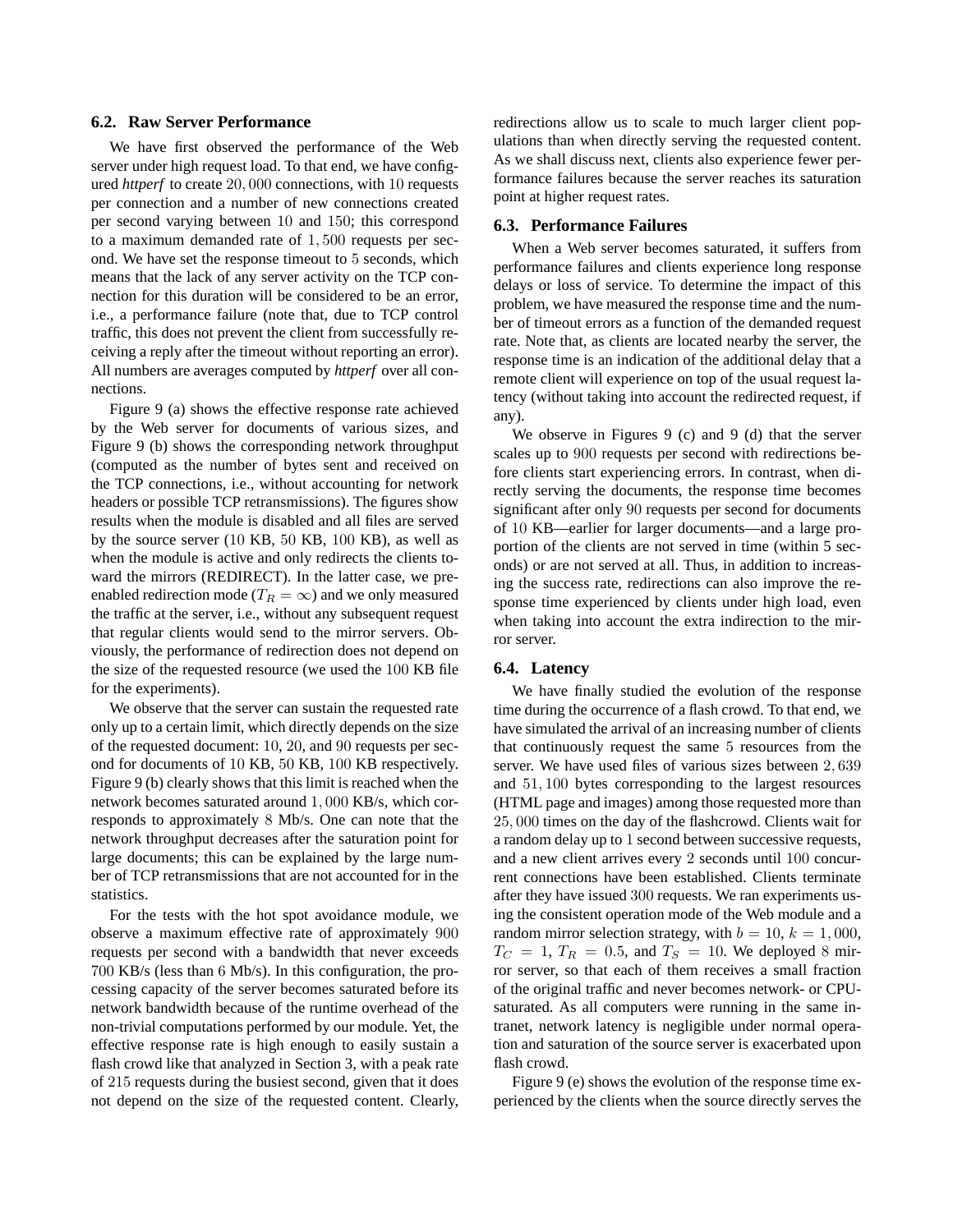### 6.2. Raw Server Performance

We have first observed the performance of the Web server under high request load. To that end, we have configured *httperf* to create $20,000$ connections, with $10$ requests per connection and a number of new connections created per second varying between $10$ and $150$; this correspond to a maximum demanded rate of $1,500$ requests per second. We have set the response timeout to $5$ seconds, which means that the lack of any server activity on the TCP connection for this duration will be considered to be an error, i.e., a performance failure (note that, due to TCP control traffic, this does not prevent the client from successfully receiving a reply after the timeout without reporting an error). All numbers are averages computed by *httperf* over all connections.

Figure 9 (a) shows the effective response rate achieved by the Web server for documents of various sizes, and Figure 9 (b) shows the corresponding network throughput (computed as the number of bytes sent and received on the TCP connections, i.e., without accounting for network headers or possible TCP retransmissions). The figures show results when the module is disabled and all files are served by the source server ($10$ KB, $50$ KB, $100$ KB), as well as when the module is active and only redirects the clients toward the mirrors (REDIRECT). In the latter case, we pre-enabled redirection mode ($T_R = \infty$) and we only measured the traffic at the server, i.e., without any subsequent request that regular clients would send to the mirror servers. Obviously, the performance of redirection does not depend on the size of the requested resource (we used the $100$ KB file for the experiments).

We observe that the server can sustain the requested rate only up to a certain limit, which directly depends on the size of the requested document: $10$, $20$, and $90$ requests per second for documents of $10$ KB, $50$ KB, $100$ KB respectively. Figure 9 (b) clearly shows that this limit is reached when the network becomes saturated around $1,000$ KB/s, which corresponds to approximately $8$ Mb/s. One can note that the network throughput decreases after the saturation point for large documents; this can be explained by the large number of TCP retransmissions that are not accounted for in the statistics.

For the tests with the hot spot avoidance module, we observe a maximum effective rate of approximately $900$ requests per second with a bandwidth that never exceeds $700$ KB/s (less than $6$ Mb/s). In this configuration, the processing capacity of the server becomes saturated before its network bandwidth because of the runtime overhead of the non-trivial computations performed by our module. Yet, the effective response rate is high enough to easily sustain a flash crowd like that analyzed in Section 3, with a peak rate of $215$ requests during the busiest second, given that it does not depend on the size of the requested content. Clearly, redirections allow us to scale to much larger client populations than when directly serving the requested content. As we shall discuss next, clients also experience fewer performance failures because the server reaches its saturation point at higher request rates.

### 6.3. Performance Failures

When a Web server becomes saturated, it suffers from performance failures and clients experience long response delays or loss of service. To determine the impact of this problem, we have measured the response time and the number of timeout errors as a function of the demanded request rate. Note that, as clients are located nearby the server, the response time is an indication of the additional delay that a remote client will experience on top of the usual request latency (without taking into account the redirected request, if any).

We observe in Figures 9 (c) and 9 (d) that the server scales up to $900$ requests per second with redirections before clients start experiencing errors. In contrast, when directly serving the documents, the response time becomes significant after only $90$ requests per second for documents of $10$ KB—earlier for larger documents—and a large proportion of the clients are not served in time (within $5$ seconds) or are not served at all. Thus, in addition to increasing the success rate, redirections can also improve the response time experienced by clients under high load, even when taking into account the extra indirection to the mirror server.

### 6.4. Latency

We have finally studied the evolution of the response time during the occurrence of a flash crowd. To that end, we have simulated the arrival of an increasing number of clients that continuously request the same $5$ resources from the server. We have used files of various sizes between $2,639$ and $51,100$ bytes corresponding to the largest resources (HTML page and images) among those requested more than $25,000$ times on the day of the flashcrowd. Clients wait for a random delay up to $1$ second between successive requests, and a new client arrives every $2$ seconds until $100$ concurrent connections have been established. Clients terminate after they have issued $300$ requests. We ran experiments using the consistent operation mode of the Web module and a random mirror selection strategy, with $b = 10$, $k = 1,000$, $T_C = 1$, $T_R = 0.5$, and $T_S = 10$. We deployed $8$ mirror server, so that each of them receives a small fraction of the original traffic and never becomes network- or CPU-saturated. As all computers were running in the same intranet, network latency is negligible under normal operation and saturation of the source server is exacerbated upon flash crowd.

Figure 9 (e) shows the evolution of the response time experienced by the clients when the source directly serves the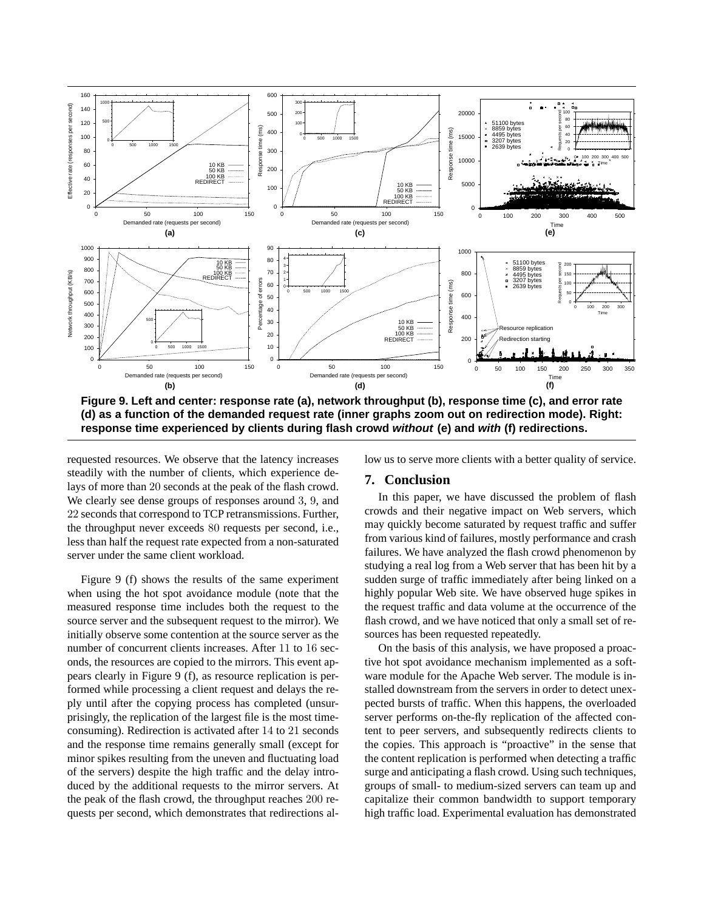**Figure 9. Left and center: response rate (a), network throughput (b), response time (c), and error rate (d) as a function of the demanded request rate (inner graphs zoom out on redirection mode). Right: response time experienced by clients during flash crowd *without* (e) and *with* (f) redirections.**

requested resources. We observe that the latency increases steadily with the number of clients, which experience delays of more than 20 seconds at the peak of the flash crowd. We clearly see dense groups of responses around 3, 9, and 22 seconds that correspond to TCP retransmissions. Further, the throughput never exceeds 80 requests per second, i.e., less than half the request rate expected from a non-saturated server under the same client workload.

Figure 9 (f) shows the results of the same experiment when using the hot spot avoidance module (note that the measured response time includes both the request to the source server and the subsequent request to the mirror). We initially observe some contention at the source server as the number of concurrent clients increases. After 11 to 16 seconds, the resources are copied to the mirrors. This event appears clearly in Figure 9 (f), as resource replication is performed while processing a client request and delays the reply until after the copying process has completed (unsurprisingly, the replication of the largest file is the most time-consuming). Redirection is activated after 14 to 21 seconds and the response time remains generally small (except for minor spikes resulting from the uneven and fluctuating load of the servers) despite the high traffic and the delay introduced by the additional requests to the mirror servers. At the peak of the flash crowd, the throughput reaches 200 requests per second, which demonstrates that redirections allow us to serve more clients with a better quality of service.

## 7. Conclusion

In this paper, we have discussed the problem of flash crowds and their negative impact on Web servers, which may quickly become saturated by request traffic and suffer from various kind of failures, mostly performance and crash failures. We have analyzed the flash crowd phenomenon by studying a real log from a Web server that has been hit by a sudden surge of traffic immediately after being linked on a highly popular Web site. We have observed huge spikes in the request traffic and data volume at the occurrence of the flash crowd, and we have noticed that only a small set of resources has been requested repeatedly.

On the basis of this analysis, we have proposed a proactive hot spot avoidance mechanism implemented as a software module for the Apache Web server. The module is installed downstream from the servers in order to detect unexpected bursts of traffic. When this happens, the overloaded server performs on-the-fly replication of the affected content to peer servers, and subsequently redirects clients to the copies. This approach is "proactive" in the sense that the content replication is performed when detecting a traffic surge and anticipating a flash crowd. Using such techniques, groups of small- to medium-sized servers can team up and capitalize their common bandwidth to support temporary high traffic load. Experimental evaluation has demonstrated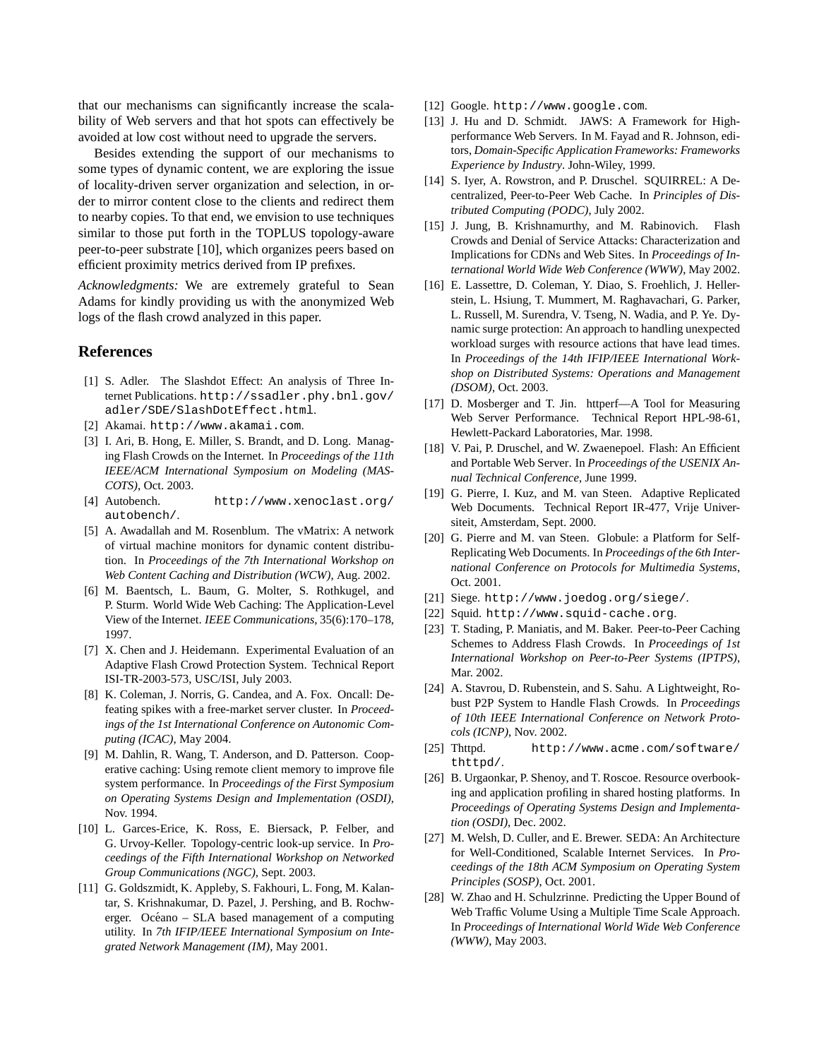that our mechanisms can significantly increase the scalability of Web servers and that hot spots can effectively be avoided at low cost without need to upgrade the servers.

Besides extending the support of our mechanisms to some types of dynamic content, we are exploring the issue of locality-driven server organization and selection, in order to mirror content close to the clients and redirect them to nearby copies. To that end, we envision to use techniques similar to those put forth in the TOPLUS topology-aware peer-to-peer substrate [10], which organizes peers based on efficient proximity metrics derived from IP prefixes.

*Acknowledgments:* We are extremely grateful to Sean Adams for kindly providing us with the anonymized Web logs of the flash crowd analyzed in this paper.

## References

[1] S. Adler. The Slashdot Effect: An analysis of Three Internet Publications. `http://ssadler.phy.bnl.gov/adler/SDE/SlashDotEffect.html`.

[2] Akamai. `http://www.akamai.com`.

[3] I. Ari, B. Hong, E. Miller, S. Brandt, and D. Long. Managing Flash Crowds on the Internet. In *Proceedings of the 11th IEEE/ACM International Symposium on Modeling (MASCOTS)*, Oct. 2003.

[4] Autobench. `http://www.xenoclast.org/autobench/`.

[5] A. Awadallah and M. Rosenblum. The vMatrix: A network of virtual machine monitors for dynamic content distribution. In *Proceedings of the 7th International Workshop on Web Content Caching and Distribution (WCW)*, Aug. 2002.

[6] M. Baentsch, L. Baum, G. Molter, S. Rothkugel, and P. Sturm. World Wide Web Caching: The Application-Level View of the Internet. *IEEE Communications*, 35(6):170–178, 1997.

[7] X. Chen and J. Heidemann. Experimental Evaluation of an Adaptive Flash Crowd Protection System. Technical Report ISI-TR-2003-573, USC/ISI, July 2003.

[8] K. Coleman, J. Norris, G. Candea, and A. Fox. Oncall: Defeating spikes with a free-market server cluster. In *Proceedings of the 1st International Conference on Autonomic Computing (ICAC)*, May 2004.

[9] M. Dahlin, R. Wang, T. Anderson, and D. Patterson. Cooperative caching: Using remote client memory to improve file system performance. In *Proceedings of the First Symposium on Operating Systems Design and Implementation (OSDI)*, Nov. 1994.

[10] L. Garces-Erice, K. Ross, E. Biersack, P. Felber, and G. Urvoy-Keller. Topology-centric look-up service. In *Proceedings of the Fifth International Workshop on Networked Group Communications (NGC)*, Sept. 2003.

[11] G. Goldszmidt, K. Appleby, S. Fakhouri, L. Fong, M. Kalantar, S. Krishnakumar, D. Pazel, J. Pershing, and B. Rochwerger. Océano – SLA based management of a computing utility. In *7th IFIP/IEEE International Symposium on Integrated Network Management (IM)*, May 2001.

[12] Google. `http://www.google.com`.

[13] J. Hu and D. Schmidt. JAWS: A Framework for High-performance Web Servers. In M. Fayad and R. Johnson, editors, *Domain-Specific Application Frameworks: Frameworks Experience by Industry*. John-Wiley, 1999.

[14] S. Iyer, A. Rowstron, and P. Druschel. SQUIRREL: A Decentralized, Peer-to-Peer Web Cache. In *Principles of Distributed Computing (PODC)*, July 2002.

[15] J. Jung, B. Krishnamurthy, and M. Rabinovich. Flash Crowds and Denial of Service Attacks: Characterization and Implications for CDNs and Web Sites. In *Proceedings of International World Wide Web Conference (WWW)*, May 2002.

[16] E. Lassettre, D. Coleman, Y. Diao, S. Froehlich, J. Hellerstein, L. Hsiung, T. Mummert, M. Raghavachari, G. Parker, L. Russell, M. Surendra, V. Tseng, N. Wadia, and P. Ye. Dynamic surge protection: An approach to handling unexpected workload surges with resource actions that have lead times. In *Proceedings of the 14th IFIP/IEEE International Workshop on Distributed Systems: Operations and Management (DSOM)*, Oct. 2003.

[17] D. Mosberger and T. Jin. httperf—A Tool for Measuring Web Server Performance. Technical Report HPL-98-61, Hewlett-Packard Laboratories, Mar. 1998.

[18] V. Pai, P. Druschel, and W. Zwaenepoel. Flash: An Efficient and Portable Web Server. In *Proceedings of the USENIX Annual Technical Conference*, June 1999.

[19] G. Pierre, I. Kuz, and M. van Steen. Adaptive Replicated Web Documents. Technical Report IR-477, Vrije Universiteit, Amsterdam, Sept. 2000.

[20] G. Pierre and M. van Steen. Globule: a Platform for Self-Replicating Web Documents. In *Proceedings of the 6th International Conference on Protocols for Multimedia Systems*, Oct. 2001.

[21] Siege. `http://www.joedog.org/siege/`.

[22] Squid. `http://www.squid-cache.org`.

[23] T. Stading, P. Maniatis, and M. Baker. Peer-to-Peer Caching Schemes to Address Flash Crowds. In *Proceedings of 1st International Workshop on Peer-to-Peer Systems (IPTPS)*, Mar. 2002.

[24] A. Stavrou, D. Rubenstein, and S. Sahu. A Lightweight, Robust P2P System to Handle Flash Crowds. In *Proceedings of 10th IEEE International Conference on Network Protocols (ICNP)*, Nov. 2002.

[25] Thttpd. `http://www.acme.com/software/thttpd/`.

[26] B. Urgaonkar, P. Shenoy, and T. Roscoe. Resource overbooking and application profiling in shared hosting platforms. In *Proceedings of Operating Systems Design and Implementation (OSDI)*, Dec. 2002.

[27] M. Welsh, D. Culler, and E. Brewer. SEDA: An Architecture for Well-Conditioned, Scalable Internet Services. In *Proceedings of the 18th ACM Symposium on Operating System Principles (SOSP)*, Oct. 2001.

[28] W. Zhao and H. Schulzrinne. Predicting the Upper Bound of Web Traffic Volume Using a Multiple Time Scale Approach. In *Proceedings of International World Wide Web Conference (WWW)*, May 2003.